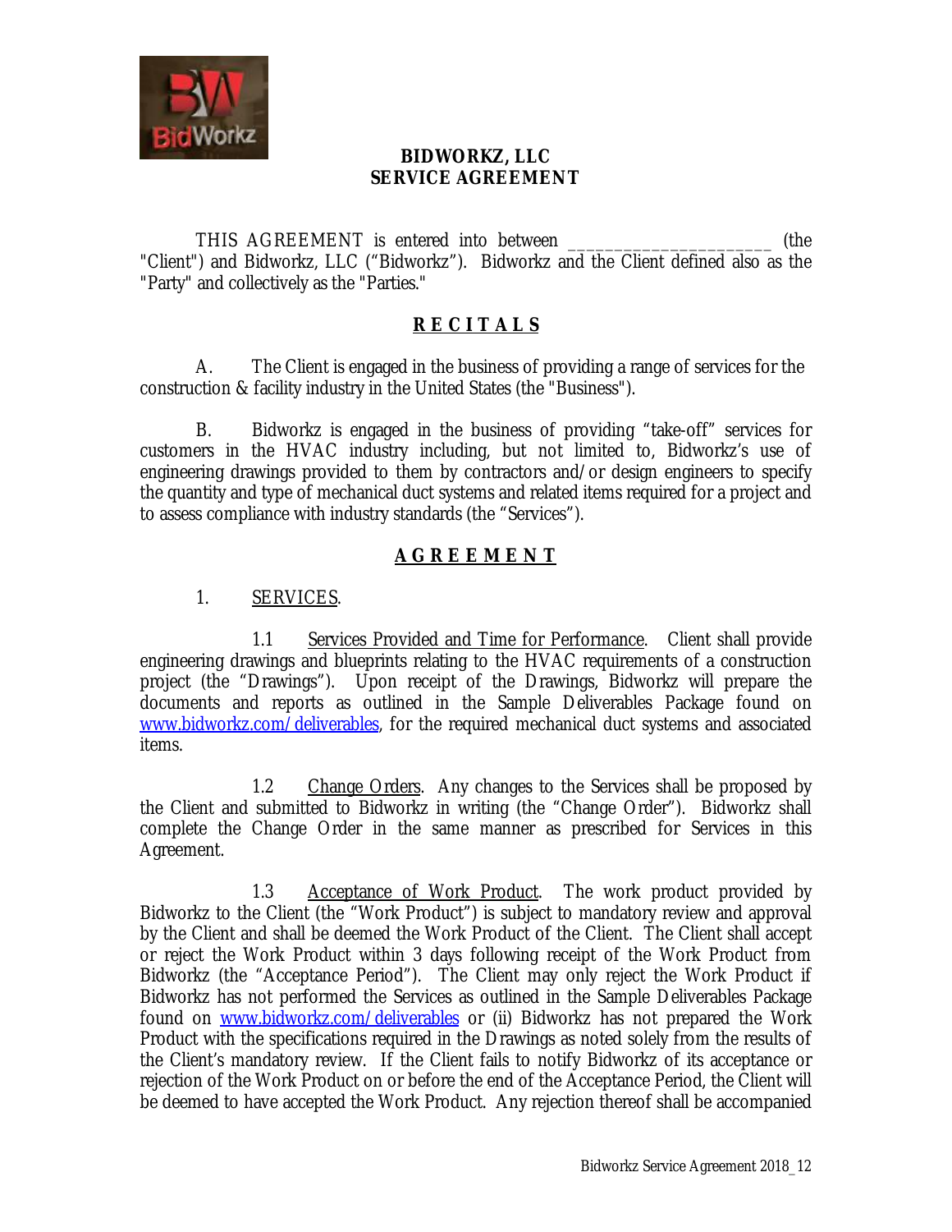**BIDWORKZ, LLC**
**SERVICE AGREEMENT**

THIS AGREEMENT is entered into between _____________________ (the "Client") and Bidworkz, LLC ("Bidworkz"). Bidworkz and the Client defined also as the "Party" and collectively as the "Parties."

## R E C I T A L S

A. The Client is engaged in the business of providing a range of services for the construction & facility industry in the United States (the "Business").

B. Bidworkz is engaged in the business of providing "take-off" services for customers in the HVAC industry including, but not limited to, Bidworkz's use of engineering drawings provided to them by contractors and/or design engineers to specify the quantity and type of mechanical duct systems and related items required for a project and to assess compliance with industry standards (the "Services").

## A G R E E M E N T

1. SERVICES.

1.1 Services Provided and Time for Performance. Client shall provide engineering drawings and blueprints relating to the HVAC requirements of a construction project (the "Drawings"). Upon receipt of the Drawings, Bidworkz will prepare the documents and reports as outlined in the Sample Deliverables Package found on www.bidworkz.com/deliverables, for the required mechanical duct systems and associated items.

1.2 Change Orders. Any changes to the Services shall be proposed by the Client and submitted to Bidworkz in writing (the "Change Order"). Bidworkz shall complete the Change Order in the same manner as prescribed for Services in this Agreement.

1.3 Acceptance of Work Product. The work product provided by Bidworkz to the Client (the "Work Product") is subject to mandatory review and approval by the Client and shall be deemed the Work Product of the Client. The Client shall accept or reject the Work Product within 3 days following receipt of the Work Product from Bidworkz (the "Acceptance Period"). The Client may only reject the Work Product if Bidworkz has not performed the Services as outlined in the Sample Deliverables Package found on www.bidworkz.com/deliverables or (ii) Bidworkz has not prepared the Work Product with the specifications required in the Drawings as noted solely from the results of the Client's mandatory review. If the Client fails to notify Bidworkz of its acceptance or rejection of the Work Product on or before the end of the Acceptance Period, the Client will be deemed to have accepted the Work Product. Any rejection thereof shall be accompanied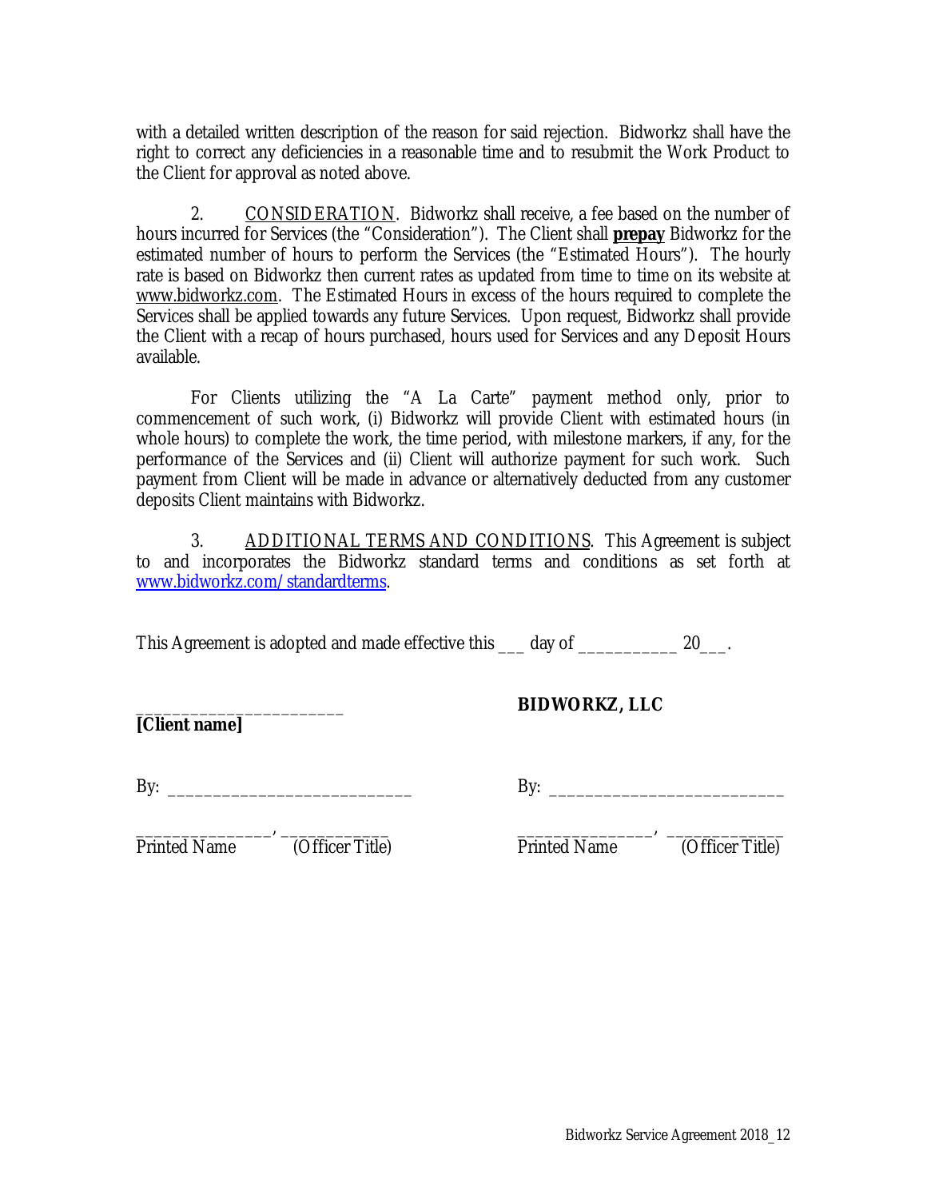with a detailed written description of the reason for said rejection. Bidworkz shall have the right to correct any deficiencies in a reasonable time and to resubmit the Work Product to the Client for approval as noted above.

2. CONSIDERATION. Bidworkz shall receive, a fee based on the number of hours incurred for Services (the "Consideration"). The Client shall **prepay** Bidworkz for the estimated number of hours to perform the Services (the "Estimated Hours"). The hourly rate is based on Bidworkz then current rates as updated from time to time on its website at www.bidworkz.com. The Estimated Hours in excess of the hours required to complete the Services shall be applied towards any future Services. Upon request, Bidworkz shall provide the Client with a recap of hours purchased, hours used for Services and any Deposit Hours available.

For Clients utilizing the "A La Carte" payment method only, prior to commencement of such work, (i) Bidworkz will provide Client with estimated hours (in whole hours) to complete the work, the time period, with milestone markers, if any, for the performance of the Services and (ii) Client will authorize payment for such work. Such payment from Client will be made in advance or alternatively deducted from any customer deposits Client maintains with Bidworkz.

3. ADDITIONAL TERMS AND CONDITIONS. This Agreement is subject to and incorporates the Bidworkz standard terms and conditions as set forth at www.bidworkz.com/standardterms.

This Agreement is adopted and made effective this ___ day of ___________ 20___.

| | |
|---|---|
| _______________________ **[Client name]** | **BIDWORKZ, LLC** |
| By: __________________________ | By: _________________________ |
| _______________, ____________ Printed Name (Officer Title) | _______________, _____________ Printed Name (Officer Title) |